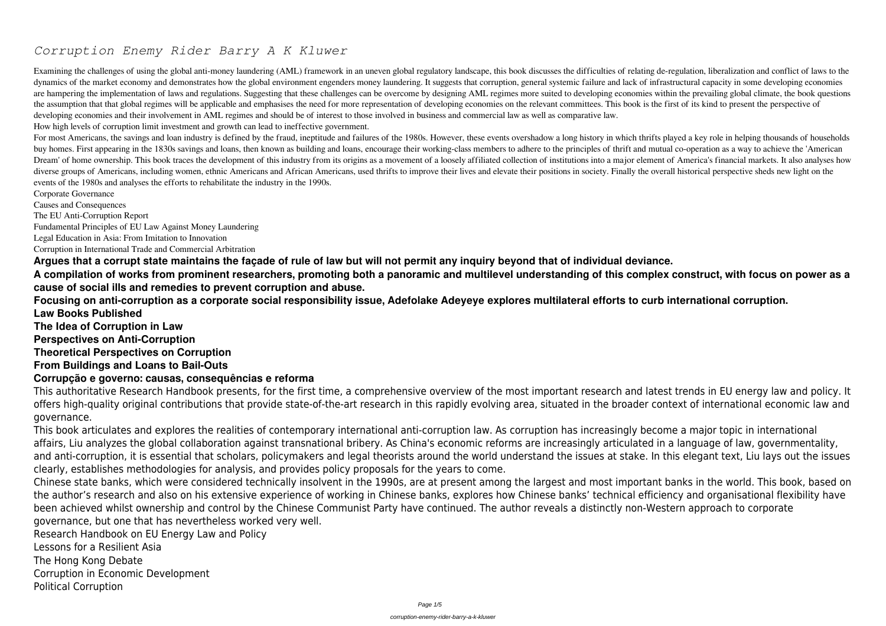# *Corruption Enemy Rider Barry A K Kluwer*

Examining the challenges of using the global anti-money laundering (AML) framework in an uneven global regulatory landscape, this book discusses the difficulties of relating de-regulation, liberalization and conflict of laws to the dynamics of the market economy and demonstrates how the global environment engenders money laundering. It suggests that corruption, general systemic failure and lack of infrastructural capacity in some developing economies are hampering the implementation of laws and regulations. Suggesting that these challenges can be overcome by designing AML regimes more suited to developing economies within the prevailing global climate, the book questions the assumption that that global regimes will be applicable and emphasises the need for more representation of developing economies on the relevant committees. This book is the first of its kind to present the perspective of developing economies and their involvement in AML regimes and should be of interest to those involved in business and commercial law as well as comparative law.

How high levels of corruption limit investment and growth can lead to ineffective government.

For most Americans, the savings and loan industry is defined by the fraud, ineptitude and failures of the 1980s. However, these events overshadow a long history in which thrifts played a key role in helping thousands of households buy homes. First appearing in the 1830s savings and loans, then known as building and loans, encourage their working-class members to adhere to the principles of thrift and mutual co-operation as a way to achieve the 'American Dream' of home ownership. This book traces the development of this industry from its origins as a movement of a loosely affiliated collection of institutions into a major element of America's financial markets. It also analyses how diverse groups of Americans, including women, ethnic Americans and African Americans, used thrifts to improve their lives and elevate their positions in society. Finally the overall historical perspective sheds new light on the events of the 1980s and analyses the efforts to rehabilitate the industry in the 1990s.

Corporate Governance

Causes and Consequences

The EU Anti-Corruption Report

Fundamental Principles of EU Law Against Money Laundering

Legal Education in Asia: From Imitation to Innovation

Corruption in International Trade and Commercial Arbitration

**Argues that a corrupt state maintains the façade of rule of law but will not permit any inquiry beyond that of individual deviance.**

**A compilation of works from prominent researchers, promoting both a panoramic and multilevel understanding of this complex construct, with focus on power as a cause of social ills and remedies to prevent corruption and abuse.**

**Focusing on anti-corruption as a corporate social responsibility issue, Adefolake Adeyeye explores multilateral efforts to curb international corruption.**

**Law Books Published**

**The Idea of Corruption in Law**

**Perspectives on Anti-Corruption**

**Theoretical Perspectives on Corruption**

**From Buildings and Loans to Bail-Outs**

**Corrupção e governo: causas, consequências e reforma**

This authoritative Research Handbook presents, for the first time, a comprehensive overview of the most important research and latest trends in EU energy law and policy. It offers high-quality original contributions that provide state-of-the-art research in this rapidly evolving area, situated in the broader context of international economic law and governance.

This book articulates and explores the realities of contemporary international anti-corruption law. As corruption has increasingly become a major topic in international affairs, Liu analyzes the global collaboration against transnational bribery. As China's economic reforms are increasingly articulated in a language of law, governmentality, and anti-corruption, it is essential that scholars, policymakers and legal theorists around the world understand the issues at stake. In this elegant text, Liu lays out the issues clearly, establishes methodologies for analysis, and provides policy proposals for the years to come.

Chinese state banks, which were considered technically insolvent in the 1990s, are at present among the largest and most important banks in the world. This book, based on the author's research and also on his extensive experience of working in Chinese banks, explores how Chinese banks' technical efficiency and organisational flexibility have been achieved whilst ownership and control by the Chinese Communist Party have continued. The author reveals a distinctly non-Western approach to corporate governance, but one that has nevertheless worked very well.

Research Handbook on EU Energy Law and Policy

Lessons for a Resilient Asia

The Hong Kong Debate

Corruption in Economic Development

Political Corruption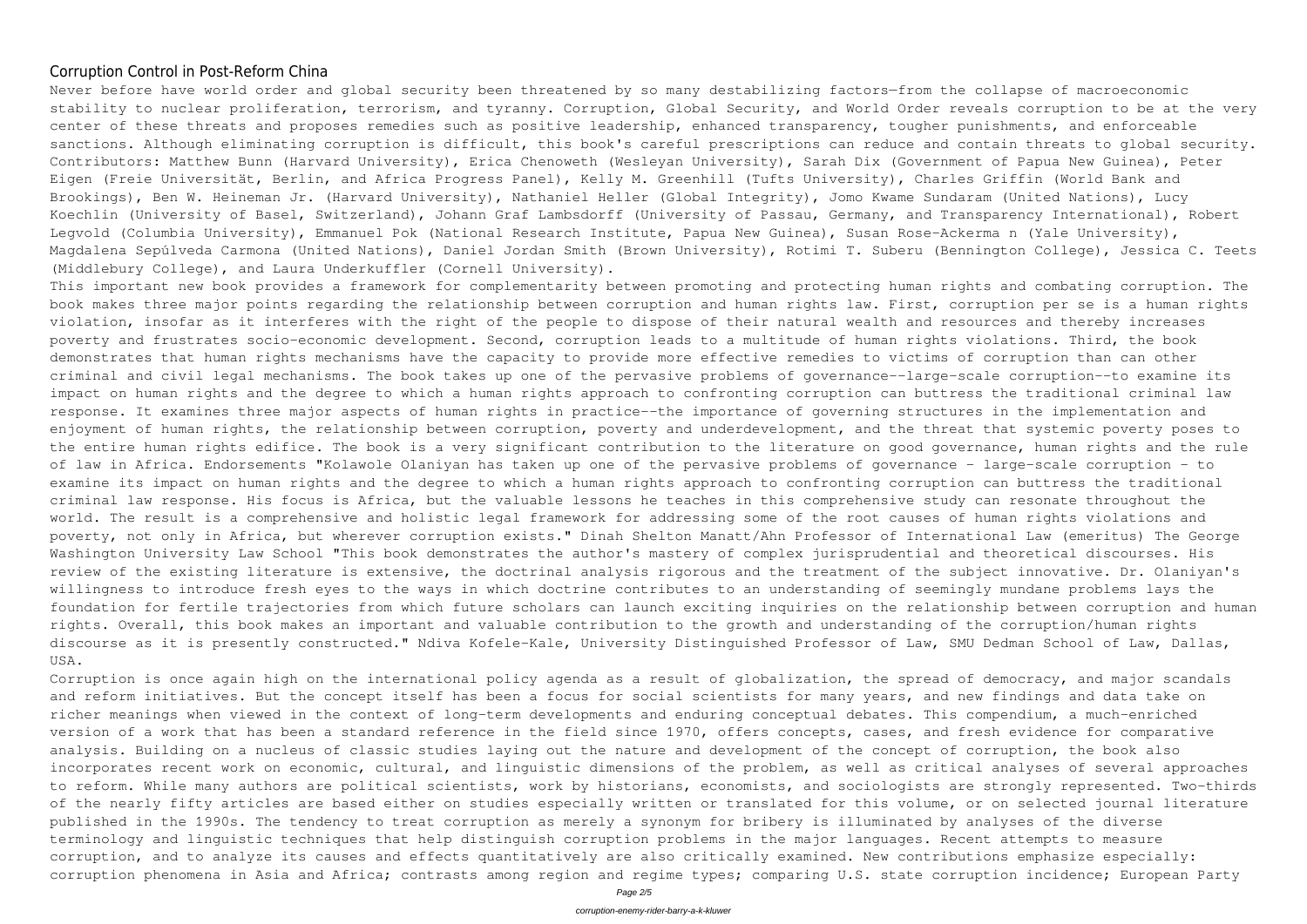## Corruption Control in Post-Reform China

Never before have world order and global security been threatened by so many destabilizing factors—from the collapse of macroeconomic stability to nuclear proliferation, terrorism, and tyranny. Corruption, Global Security, and World Order reveals corruption to be at the very center of these threats and proposes remedies such as positive leadership, enhanced transparency, tougher punishments, and enforceable sanctions. Although eliminating corruption is difficult, this book's careful prescriptions can reduce and contain threats to global security. Contributors: Matthew Bunn (Harvard University), Erica Chenoweth (Wesleyan University), Sarah Dix (Government of Papua New Guinea), Peter Eigen (Freie Universität, Berlin, and Africa Progress Panel), Kelly M. Greenhill (Tufts University), Charles Griffin (World Bank and Brookings), Ben W. Heineman Jr. (Harvard University), Nathaniel Heller (Global Integrity), Jomo Kwame Sundaram (United Nations), Lucy Koechlin (University of Basel, Switzerland), Johann Graf Lambsdorff (University of Passau, Germany, and Transparency International), Robert Legvold (Columbia University), Emmanuel Pok (National Research Institute, Papua New Guinea), Susan Rose-Ackerma n (Yale University), Magdalena Sepúlveda Carmona (United Nations), Daniel Jordan Smith (Brown University), Rotimi T. Suberu (Bennington College), Jessica C. Teets (Middlebury College), and Laura Underkuffler (Cornell University).

This important new book provides a framework for complementarity between promoting and protecting human rights and combating corruption. The book makes three major points regarding the relationship between corruption and human rights law. First, corruption per se is a human rights violation, insofar as it interferes with the right of the people to dispose of their natural wealth and resources and thereby increases poverty and frustrates socio-economic development. Second, corruption leads to a multitude of human rights violations. Third, the book demonstrates that human rights mechanisms have the capacity to provide more effective remedies to victims of corruption than can other criminal and civil legal mechanisms. The book takes up one of the pervasive problems of governance--large-scale corruption--to examine its impact on human rights and the degree to which a human rights approach to confronting corruption can buttress the traditional criminal law response. It examines three major aspects of human rights in practice--the importance of governing structures in the implementation and enjoyment of human rights, the relationship between corruption, poverty and underdevelopment, and the threat that systemic poverty poses to the entire human rights edifice. The book is a very significant contribution to the literature on good governance, human rights and the rule of law in Africa. Endorsements "Kolawole Olaniyan has taken up one of the pervasive problems of governance - large-scale corruption - to examine its impact on human rights and the degree to which a human rights approach to confronting corruption can buttress the traditional criminal law response. His focus is Africa, but the valuable lessons he teaches in this comprehensive study can resonate throughout the world. The result is a comprehensive and holistic legal framework for addressing some of the root causes of human rights violations and poverty, not only in Africa, but wherever corruption exists." Dinah Shelton Manatt/Ahn Professor of International Law (emeritus) The George Washington University Law School "This book demonstrates the author's mastery of complex jurisprudential and theoretical discourses. His review of the existing literature is extensive, the doctrinal analysis rigorous and the treatment of the subject innovative. Dr. Olaniyan's willingness to introduce fresh eyes to the ways in which doctrine contributes to an understanding of seemingly mundane problems lays the foundation for fertile trajectories from which future scholars can launch exciting inquiries on the relationship between corruption and human rights. Overall, this book makes an important and valuable contribution to the growth and understanding of the corruption/human rights discourse as it is presently constructed." Ndiva Kofele-Kale, University Distinguished Professor of Law, SMU Dedman School of Law, Dallas, USA.

Corruption is once again high on the international policy agenda as a result of globalization, the spread of democracy, and major scandals and reform initiatives. But the concept itself has been a focus for social scientists for many years, and new findings and data take on richer meanings when viewed in the context of long-term developments and enduring conceptual debates. This compendium, a much-enriched version of a work that has been a standard reference in the field since 1970, offers concepts, cases, and fresh evidence for comparative analysis. Building on a nucleus of classic studies laying out the nature and development of the concept of corruption, the book also incorporates recent work on economic, cultural, and linguistic dimensions of the problem, as well as critical analyses of several approaches to reform. While many authors are political scientists, work by historians, economists, and sociologists are strongly represented. Two-thirds of the nearly fifty articles are based either on studies especially written or translated for this volume, or on selected journal literature published in the 1990s. The tendency to treat corruption as merely a synonym for bribery is illuminated by analyses of the diverse terminology and linguistic techniques that help distinguish corruption problems in the major languages. Recent attempts to measure corruption, and to analyze its causes and effects quantitatively are also critically examined. New contributions emphasize especially: corruption phenomena in Asia and Africa; contrasts among region and regime types; comparing U.S. state corruption incidence; European Party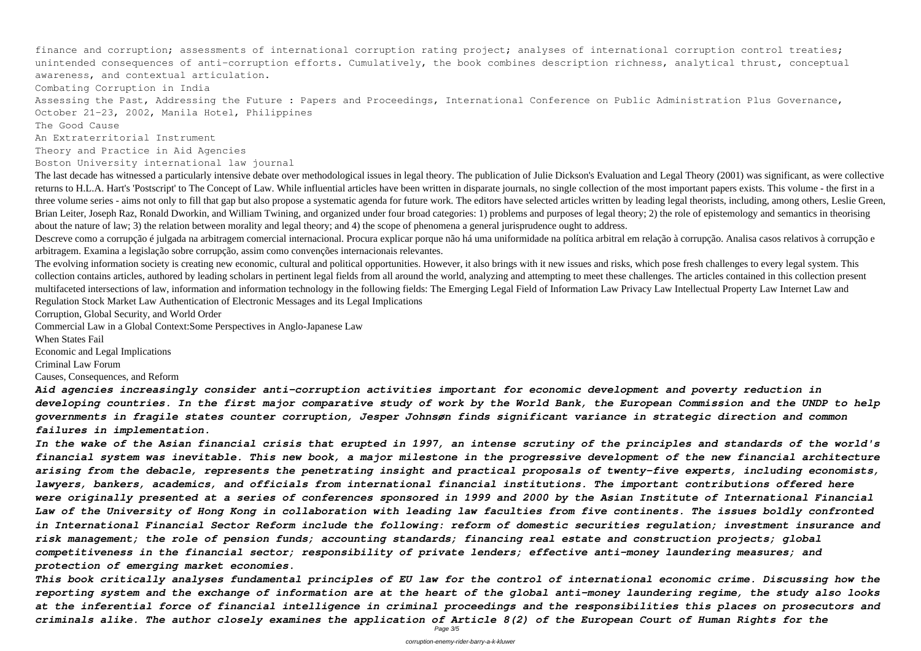finance and corruption; assessments of international corruption rating project; analyses of international corruption control treaties; unintended consequences of anti-corruption efforts. Cumulatively, the book combines description richness, analytical thrust, conceptual awareness, and contextual articulation.

Combating Corruption in India

Assessing the Past, Addressing the Future : Papers and Proceedings, International Conference on Public Administration Plus Governance, October 21-23, 2002, Manila Hotel, Philippines

The Good Cause

An Extraterritorial Instrument

Theory and Practice in Aid Agencies

Boston University international law journal

The last decade has witnessed a particularly intensive debate over methodological issues in legal theory. The publication of Julie Dickson's Evaluation and Legal Theory (2001) was significant, as were collective returns to H.L.A. Hart's 'Postscript' to The Concept of Law. While influential articles have been written in disparate journals, no single collection of the most important papers exists. This volume - the first in a three volume series - aims not only to fill that gap but also propose a systematic agenda for future work. The editors have selected articles written by leading legal theorists, including, among others, Leslie Green, Brian Leiter, Joseph Raz, Ronald Dworkin, and William Twining, and organized under four broad categories: 1) problems and purposes of legal theory; 2) the role of epistemology and semantics in theorising about the nature of law; 3) the relation between morality and legal theory; and 4) the scope of phenomena a general jurisprudence ought to address.

Descreve como a corrupção é julgada na arbitragem comercial internacional. Procura explicar porque não há uma uniformidade na política arbitral em relação à corrupção. Analisa casos relativos à corrupção e arbitragem. Examina a legislação sobre corrupção, assim como convenções internacionais relevantes.

The evolving information society is creating new economic, cultural and political opportunities. However, it also brings with it new issues and risks, which pose fresh challenges to every legal system. This collection contains articles, authored by leading scholars in pertinent legal fields from all around the world, analyzing and attempting to meet these challenges. The articles contained in this collection present multifaceted intersections of law, information and information technology in the following fields: The Emerging Legal Field of Information Law Privacy Law Intellectual Property Law Internet Law and Regulation Stock Market Law Authentication of Electronic Messages and its Legal Implications

Corruption, Global Security, and World Order

Commercial Law in a Global Context:Some Perspectives in Anglo-Japanese Law

When States Fail

Economic and Legal Implications

Criminal Law Forum

Causes, Consequences, and Reform

***Aid agencies increasingly consider anti-corruption activities important for economic development and poverty reduction in developing countries. In the first major comparative study of work by the World Bank, the European Commission and the UNDP to help governments in fragile states counter corruption, Jesper Johnsøn finds significant variance in strategic direction and common failures in implementation.***

***In the wake of the Asian financial crisis that erupted in 1997, an intense scrutiny of the principles and standards of the world's financial system was inevitable. This new book, a major milestone in the progressive development of the new financial architecture arising from the debacle, represents the penetrating insight and practical proposals of twenty-five experts, including economists, lawyers, bankers, academics, and officials from international financial institutions. The important contributions offered here were originally presented at a series of conferences sponsored in 1999 and 2000 by the Asian Institute of International Financial Law of the University of Hong Kong in collaboration with leading law faculties from five continents. The issues boldly confronted in International Financial Sector Reform include the following: reform of domestic securities regulation; investment insurance and risk management; the role of pension funds; accounting standards; financing real estate and construction projects; global competitiveness in the financial sector; responsibility of private lenders; effective anti-money laundering measures; and protection of emerging market economies.***

***This book critically analyses fundamental principles of EU law for the control of international economic crime. Discussing how the reporting system and the exchange of information are at the heart of the global anti-money laundering regime, the study also looks at the inferential force of financial intelligence in criminal proceedings and the responsibilities this places on prosecutors and criminals alike. The author closely examines the application of Article 8(2) of the European Court of Human Rights for the***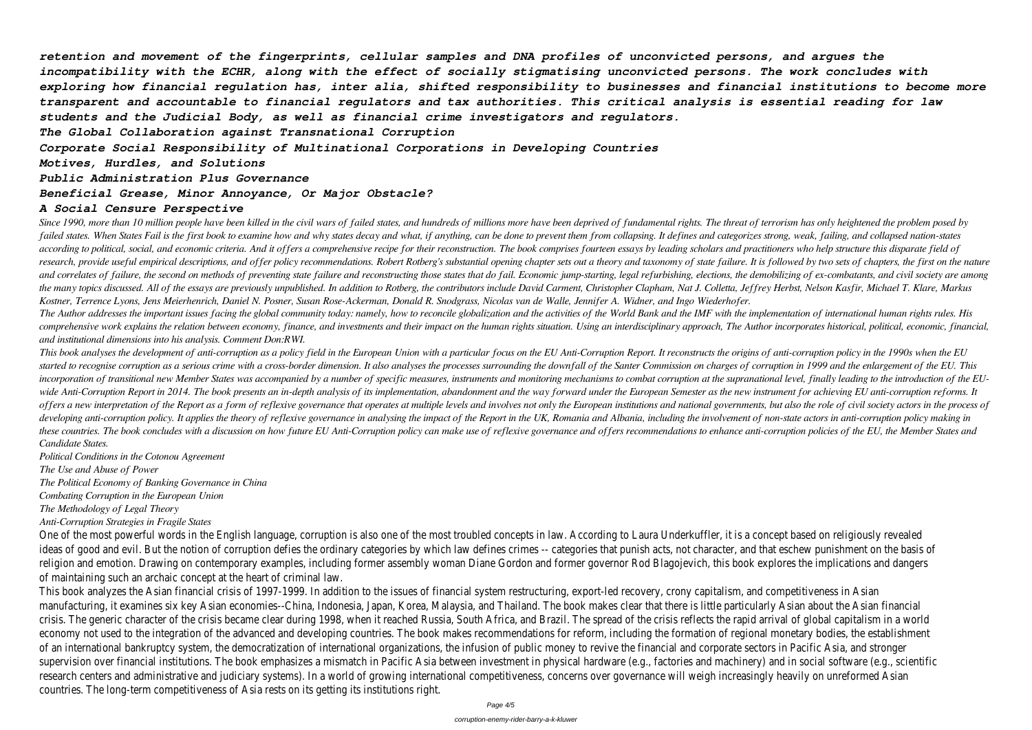*retention and movement of the fingerprints, cellular samples and DNA profiles of unconvicted persons, and argues the incompatibility with the ECHR, along with the effect of socially stigmatising unconvicted persons. The work concludes with exploring how financial regulation has, inter alia, shifted responsibility to businesses and financial institutions to become more transparent and accountable to financial regulators and tax authorities. This critical analysis is essential reading for law students and the Judicial Body, as well as financial crime investigators and regulators.*

***The Global Collaboration against Transnational Corruption***

***Corporate Social Responsibility of Multinational Corporations in Developing Countries***

***Motives, Hurdles, and Solutions***

***Public Administration Plus Governance***

***Beneficial Grease, Minor Annoyance, Or Major Obstacle?***

***A Social Censure Perspective***

*Since 1990, more than 10 million people have been killed in the civil wars of failed states, and hundreds of millions more have been deprived of fundamental rights. The threat of terrorism has only heightened the problem posed by failed states. When States Fail is the first book to examine how and why states decay and what, if anything, can be done to prevent them from collapsing. It defines and categorizes strong, weak, failing, and collapsed nation-states according to political, social, and economic criteria. And it offers a comprehensive recipe for their reconstruction. The book comprises fourteen essays by leading scholars and practitioners who help structure this disparate field of research, provide useful empirical descriptions, and offer policy recommendations. Robert Rotberg's substantial opening chapter sets out a theory and taxonomy of state failure. It is followed by two sets of chapters, the first on the nature and correlates of failure, the second on methods of preventing state failure and reconstructing those states that do fail. Economic jump-starting, legal refurbishing, elections, the demobilizing of ex-combatants, and civil society are among the many topics discussed. All of the essays are previously unpublished. In addition to Rotberg, the contributors include David Carment, Christopher Clapham, Nat J. Colletta, Jeffrey Herbst, Nelson Kasfir, Michael T. Klare, Markus Kostner, Terrence Lyons, Jens Meierhenrich, Daniel N. Posner, Susan Rose-Ackerman, Donald R. Snodgrass, Nicolas van de Walle, Jennifer A. Widner, and Ingo Wiederhofer.*

*The Author addresses the important issues facing the global community today: namely, how to reconcile globalization and the activities of the World Bank and the IMF with the implementation of international human rights rules. His comprehensive work explains the relation between economy, finance, and investments and their impact on the human rights situation. Using an interdisciplinary approach, The Author incorporates historical, political, economic, financial, and institutional dimensions into his analysis. Comment Don:RWI.*

*This book analyses the development of anti-corruption as a policy field in the European Union with a particular focus on the EU Anti-Corruption Report. It reconstructs the origins of anti-corruption policy in the 1990s when the EU started to recognise corruption as a serious crime with a cross-border dimension. It also analyses the processes surrounding the downfall of the Santer Commission on charges of corruption in 1999 and the enlargement of the EU. This incorporation of transitional new Member States was accompanied by a number of specific measures, instruments and monitoring mechanisms to combat corruption at the supranational level, finally leading to the introduction of the EU-wide Anti-Corruption Report in 2014. The book presents an in-depth analysis of its implementation, abandonment and the way forward under the European Semester as the new instrument for achieving EU anti-corruption reforms. It offers a new interpretation of the Report as a form of reflexive governance that operates at multiple levels and involves not only the European institutions and national governments, but also the role of civil society actors in the process of developing anti-corruption policy. It applies the theory of reflexive governance in analysing the impact of the Report in the UK, Romania and Albania, including the involvement of non-state actors in anti-corruption policy making in these countries. The book concludes with a discussion on how future EU Anti-Corruption policy can make use of reflexive governance and offers recommendations to enhance anti-corruption policies of the EU, the Member States and Candidate States.*

*Political Conditions in the Cotonou Agreement*

*The Use and Abuse of Power*

*The Political Economy of Banking Governance in China*

*Combating Corruption in the European Union*

*The Methodology of Legal Theory*

*Anti-Corruption Strategies in Fragile States*

One of the most powerful words in the English language, corruption is also one of the most troubled concepts in law. According to Laura Underkuffler, it is a concept based on religiously revealed ideas of good and evil. But the notion of corruption defies the ordinary categories by which law defines crimes -- categories that punish acts, not character, and that eschew punishment on the basis of religion and emotion. Drawing on contemporary examples, including former assembly woman Diane Gordon and former governor Rod Blagojevich, this book explores the implications and dangers of maintaining such an archaic concept at the heart of criminal law.

This book analyzes the Asian financial crisis of 1997-1999. In addition to the issues of financial system restructuring, export-led recovery, crony capitalism, and competitiveness in Asian manufacturing, it examines six key Asian economies--China, Indonesia, Japan, Korea, Malaysia, and Thailand. The book makes clear that there is little particularly Asian about the Asian financial crisis. The generic character of the crisis became clear during 1998, when it reached Russia, South Africa, and Brazil. The spread of the crisis reflects the rapid arrival of global capitalism in a world economy not used to the integration of the advanced and developing countries. The book makes recommendations for reform, including the formation of regional monetary bodies, the establishment of an international bankruptcy system, the democratization of international organizations, the infusion of public money to revive the financial and corporate sectors in Pacific Asia, and stronger supervision over financial institutions. The book emphasizes a mismatch in Pacific Asia between investment in physical hardware (e.g., factories and machinery) and in social software (e.g., scientific research centers and administrative and judiciary systems). In a world of growing international competitiveness, concerns over governance will weigh increasingly heavily on unreformed Asian countries. The long-term competitiveness of Asia rests on its getting its institutions right.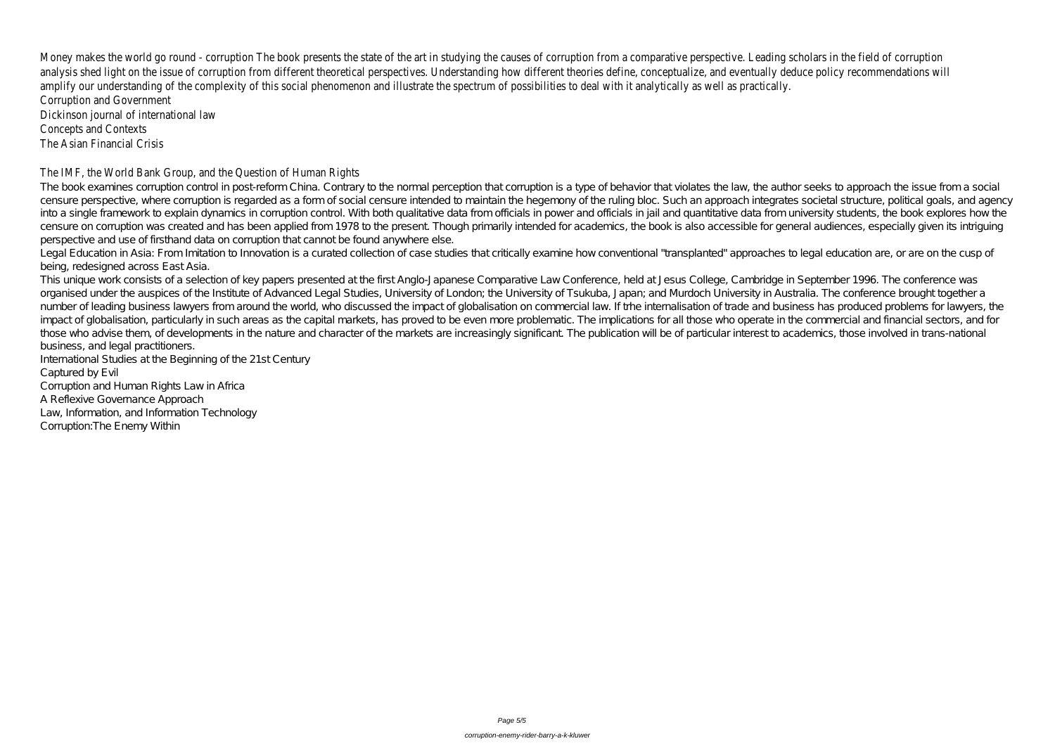Money makes the world go round - corruption The book presents the state of the art in studying the causes of corruption from a comparative perspective. Leading scholars in the field of corruption analysis shed light on the issue of corruption from different theoretical perspectives. Understanding how different theories define, conceptualize, and eventually deduce policy recommendations will amplify our understanding of the complexity of this social phenomenon and illustrate the spectrum of possibilities to deal with it analytically as well as practically.

Corruption and Government

Dickinson journal of international law

Concepts and Contexts

The Asian Financial Crisis

The IMF, the World Bank Group, and the Question of Human Rights

The book examines corruption control in post-reform China. Contrary to the normal perception that corruption is a type of behavior that violates the law, the author seeks to approach the issue from a social censure perspective, where corruption is regarded as a form of social censure intended to maintain the hegemony of the ruling bloc. Such an approach integrates societal structure, political goals, and agency into a single framework to explain dynamics in corruption control. With both qualitative data from officials in power and officials in jail and quantitative data from university students, the book explores how the censure on corruption was created and has been applied from 1978 to the present. Though primarily intended for academics, the book is also accessible for general audiences, especially given its intriguing perspective and use of firsthand data on corruption that cannot be found anywhere else.

Legal Education in Asia: From Imitation to Innovation is a curated collection of case studies that critically examine how conventional "transplanted" approaches to legal education are, or are on the cusp of being, redesigned across East Asia.

This unique work consists of a selection of key papers presented at the first Anglo-Japanese Comparative Law Conference, held at Jesus College, Cambridge in September 1996. The conference was organised under the auspices of the Institute of Advanced Legal Studies, University of London; the University of Tsukuba, Japan; and Murdoch University in Australia. The conference brought together a number of leading business lawyers from around the world, who discussed the impact of globalisation on commercial law. If trhe internalisation of trade and business has produced problems for lawyers, the impact of globalisation, particularly in such areas as the capital markets, has proved to be even more problematic. The implications for all those who operate in the commercial and financial sectors, and for those who advise them, of developments in the nature and character of the markets are increasingly significant. The publication will be of particular interest to academics, those involved in trans-national business, and legal practitioners.

International Studies at the Beginning of the 21st Century

Captured by Evil

Corruption and Human Rights Law in Africa

A Reflexive Governance Approach

Law, Information, and Information Technology

Corruption:The Enemy Within